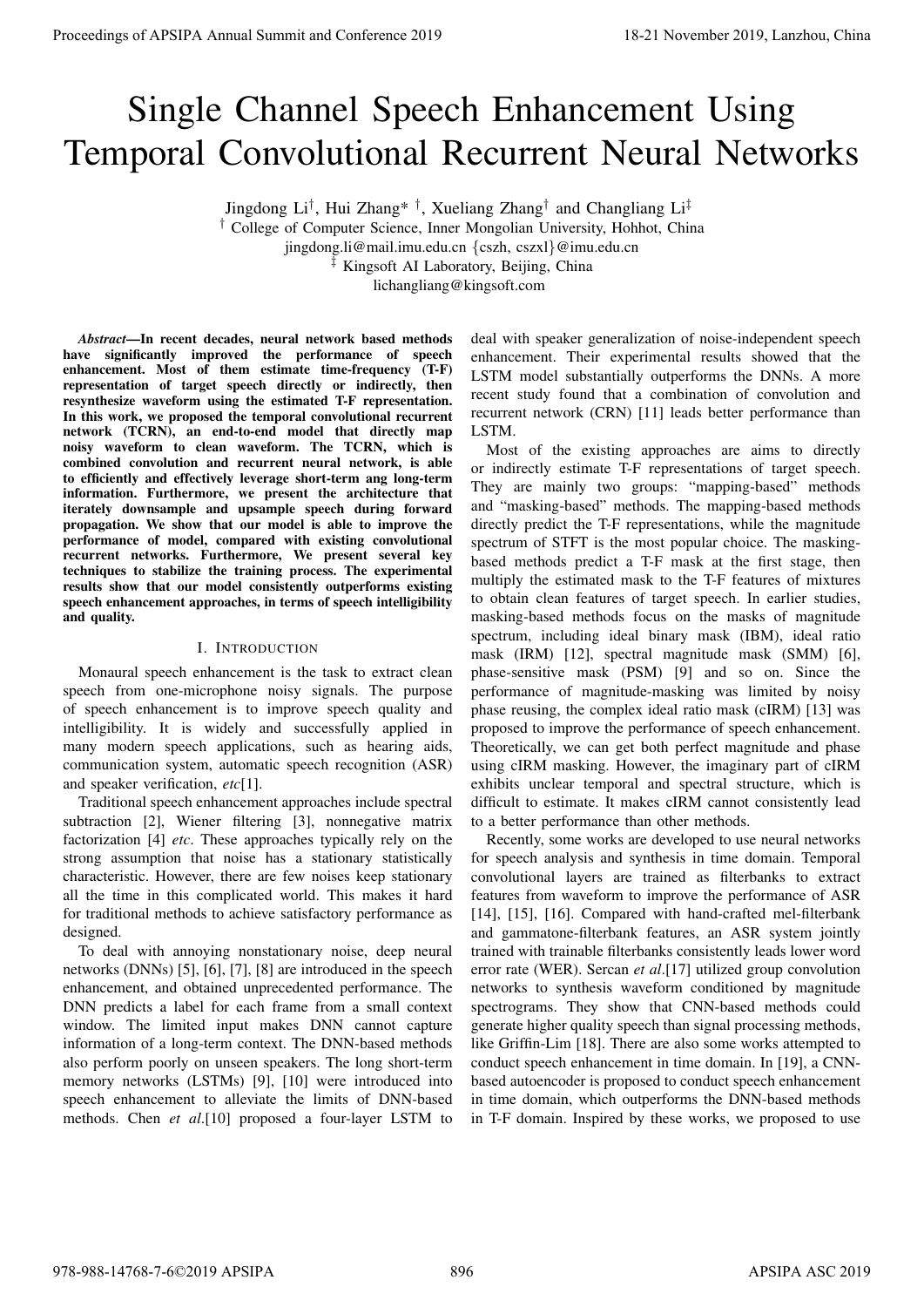# Single Channel Speech Enhancement Using Temporal Convolutional Recurrent Neural Networks

Jingdong Li†, Hui Zhang* †, Xueliang Zhang† and Changliang Li‡

† College of Computer Science, Inner Mongolian University, Hohhot, China

jingdong.li@mail.imu.edu.cn {cszh, cszxl}@imu.edu.cn

‡ Kingsoft AI Laboratory, Beijing, China

lichangliang@kingsoft.com

***Abstract*—In recent decades, neural network based methods have significantly improved the performance of speech enhancement. Most of them estimate time-frequency (T-F) representation of target speech directly or indirectly, then resynthesize waveform using the estimated T-F representation. In this work, we proposed the temporal convolutional recurrent network (TCRN), an end-to-end model that directly map noisy waveform to clean waveform. The TCRN, which is combined convolution and recurrent neural network, is able to efficiently and effectively leverage short-term ang long-term information. Furthermore, we present the architecture that iterately downsample and upsample speech during forward propagation. We show that our model is able to improve the performance of model, compared with existing convolutional recurrent networks. Furthermore, We present several key techniques to stabilize the training process. The experimental results show that our model consistently outperforms existing speech enhancement approaches, in terms of speech intelligibility and quality.**

## I. Introduction

Monaural speech enhancement is the task to extract clean speech from one-microphone noisy signals. The purpose of speech enhancement is to improve speech quality and intelligibility. It is widely and successfully applied in many modern speech applications, such as hearing aids, communication system, automatic speech recognition (ASR) and speaker verification, *etc*[1].

Traditional speech enhancement approaches include spectral subtraction [2], Wiener filtering [3], nonnegative matrix factorization [4] *etc*. These approaches typically rely on the strong assumption that noise has a stationary statistically characteristic. However, there are few noises keep stationary all the time in this complicated world. This makes it hard for traditional methods to achieve satisfactory performance as designed.

To deal with annoying nonstationary noise, deep neural networks (DNNs) [5], [6], [7], [8] are introduced in the speech enhancement, and obtained unprecedented performance. The DNN predicts a label for each frame from a small context window. The limited input makes DNN cannot capture information of a long-term context. The DNN-based methods also perform poorly on unseen speakers. The long short-term memory networks (LSTMs) [9], [10] were introduced into speech enhancement to alleviate the limits of DNN-based methods. Chen *et al*.[10] proposed a four-layer LSTM to deal with speaker generalization of noise-independent speech enhancement. Their experimental results showed that the LSTM model substantially outperforms the DNNs. A more recent study found that a combination of convolution and recurrent network (CRN) [11] leads better performance than LSTM.

Most of the existing approaches are aims to directly or indirectly estimate T-F representations of target speech. They are mainly two groups: "mapping-based" methods and "masking-based" methods. The mapping-based methods directly predict the T-F representations, while the magnitude spectrum of STFT is the most popular choice. The masking-based methods predict a T-F mask at the first stage, then multiply the estimated mask to the T-F features of mixtures to obtain clean features of target speech. In earlier studies, masking-based methods focus on the masks of magnitude spectrum, including ideal binary mask (IBM), ideal ratio mask (IRM) [12], spectral magnitude mask (SMM) [6], phase-sensitive mask (PSM) [9] and so on. Since the performance of magnitude-masking was limited by noisy phase reusing, the complex ideal ratio mask (cIRM) [13] was proposed to improve the performance of speech enhancement. Theoretically, we can get both perfect magnitude and phase using cIRM masking. However, the imaginary part of cIRM exhibits unclear temporal and spectral structure, which is difficult to estimate. It makes cIRM cannot consistently lead to a better performance than other methods.

Recently, some works are developed to use neural networks for speech analysis and synthesis in time domain. Temporal convolutional layers are trained as filterbanks to extract features from waveform to improve the performance of ASR [14], [15], [16]. Compared with hand-crafted mel-filterbank and gammatone-filterbank features, an ASR system jointly trained with trainable filterbanks consistently leads lower word error rate (WER). Sercan *et al*.[17] utilized group convolution networks to synthesis waveform conditioned by magnitude spectrograms. They show that CNN-based methods could generate higher quality speech than signal processing methods, like Griffin-Lim [18]. There are also some works attempted to conduct speech enhancement in time domain. In [19], a CNN-based autoencoder is proposed to conduct speech enhancement in time domain, which outperforms the DNN-based methods in T-F domain. Inspired by these works, we proposed to use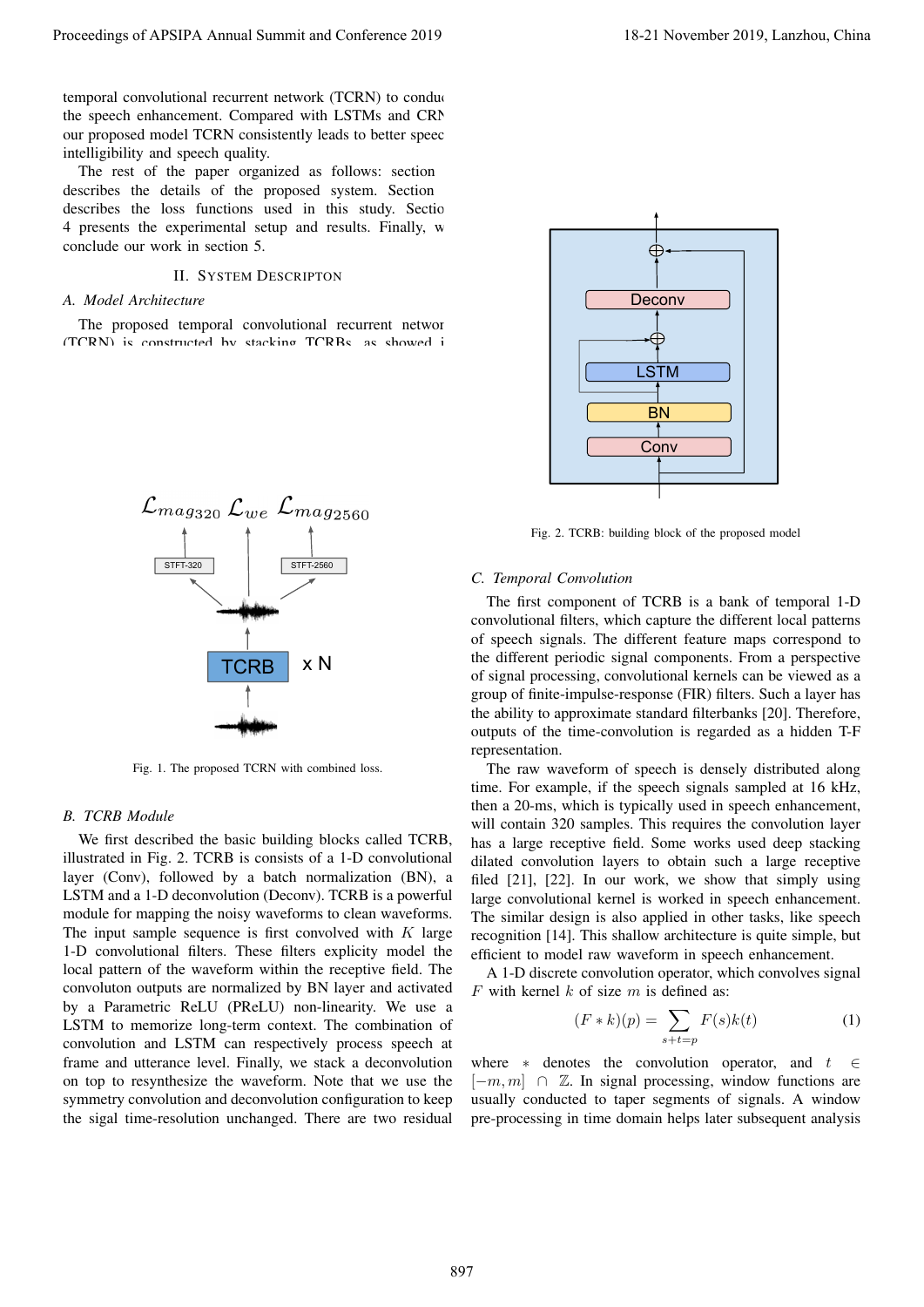temporal convolutional recurrent network (TCRN) to conduct the speech enhancement. Compared with LSTMs and CRN our proposed model TCRN consistently leads to better speech intelligibility and speech quality.

The rest of the paper organized as follows: section describes the details of the proposed system. Section describes the loss functions used in this study. Section 4 presents the experimental setup and results. Finally, we conclude our work in section 5.

## II. System Descripton

### A. Model Architecture

The proposed temporal convolutional recurrent network (TCRN) is constructed by stacking TCRBs as showed i

Fig. 1. The proposed TCRN with combined loss.

### B. TCRB Module

We first described the basic building blocks called TCRB, illustrated in Fig. 2. TCRB is consists of a 1-D convolutional layer (Conv), followed by a batch normalization (BN), a LSTM and a 1-D deconvolution (Deconv). TCRB is a powerful module for mapping the noisy waveforms to clean waveforms. The input sample sequence is first convolved with $K$ large 1-D convolutional filters. These filters explicity model the local pattern of the waveform within the receptive field. The convoluton outputs are normalized by BN layer and activated by a Parametric ReLU (PReLU) non-linearity. We use a LSTM to memorize long-term context. The combination of convolution and LSTM can respectively process speech at frame and utterance level. Finally, we stack a deconvolution on top to resynthesize the waveform. Note that we use the symmetry convolution and deconvolution configuration to keep the sigal time-resolution unchanged. There are two residual

Fig. 2. TCRB: building block of the proposed model

### C. Temporal Convolution

The first component of TCRB is a bank of temporal 1-D convolutional filters, which capture the different local patterns of speech signals. The different feature maps correspond to the different periodic signal components. From a perspective of signal processing, convolutional kernels can be viewed as a group of finite-impulse-response (FIR) filters. Such a layer has the ability to approximate standard filterbanks [20]. Therefore, outputs of the time-convolution is regarded as a hidden T-F representation.

The raw waveform of speech is densely distributed along time. For example, if the speech signals sampled at 16 kHz, then a 20-ms, which is typically used in speech enhancement, will contain 320 samples. This requires the convolution layer has a large receptive field. Some works used deep stacking dilated convolution layers to obtain such a large receptive filed [21], [22]. In our work, we show that simply using large convolutional kernel is worked in speech enhancement. The similar design is also applied in other tasks, like speech recognition [14]. This shallow architecture is quite simple, but efficient to model raw waveform in speech enhancement.

A 1-D discrete convolution operator, which convolves signal $F$ with kernel $k$ of size $m$ is defined as:

$$(F * k)(p) = \sum_{s+t=p} F(s)k(t) \tag{1}$$

where $*$ denotes the convolution operator, and $t \in [-m, m] \cap \mathbb{Z}$. In signal processing, window functions are usually conducted to taper segments of signals. A window pre-processing in time domain helps later subsequent analysis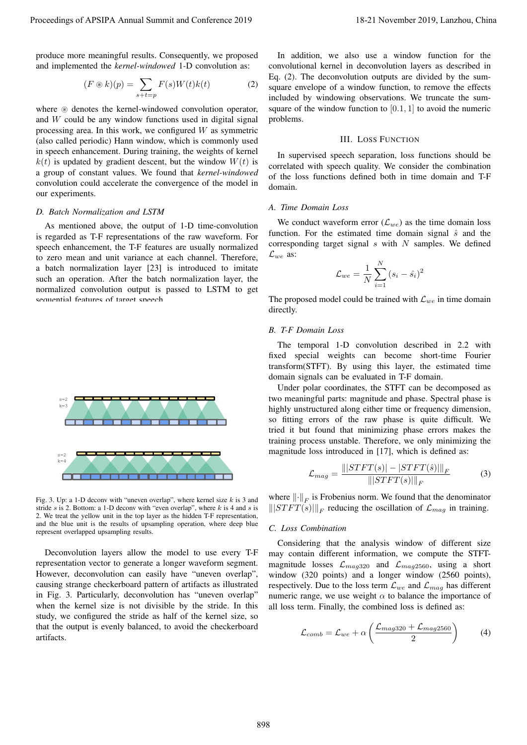produce more meaningful results. Consequently, we proposed and implemented the *kernel-windowed* 1-D convolution as:

$$(F \circledast k)(p) = \sum_{s+t=p} F(s)W(t)k(t) \tag{2}$$

where $\circledast$ denotes the kernel-windowed convolution operator, and $W$ could be any window functions used in digital signal processing area. In this work, we configured $W$ as symmetric (also called periodic) Hann window, which is commonly used in speech enhancement. During training, the weights of kernel $k(t)$ is updated by gradient descent, but the window $W(t)$ is a group of constant values. We found that *kernel-windowed* convolution could accelerate the convergence of the model in our experiments.

### D. Batch Normalization and LSTM

As mentioned above, the output of 1-D time-convolution is regarded as T-F representations of the raw waveform. For speech enhancement, the T-F features are usually normalized to zero mean and unit variance at each channel. Therefore, a batch normalization layer [23] is introduced to imitate such an operation. After the batch normalization layer, the normalized convolution output is passed to LSTM to get sequential features of target speech.

Fig. 3. Up: a 1-D deconv with "uneven overlap", where kernel size $k$ is 3 and stride $s$ is 2. Bottom: a 1-D deconv with "even overlap", where $k$ is 4 and $s$ is 2. We treat the yellow unit in the top layer as the hidden T-F representation, and the blue unit is the results of upsampling operation, where deep blue represent overlapped upsampling results.

Deconvolution layers allow the model to use every T-F representation vector to generate a longer waveform segment. However, deconvolution can easily have "uneven overlap", causing strange checkerboard pattern of artifacts as illustrated in Fig. 3. Particularly, deconvolution has "uneven overlap" when the kernel size is not divisible by the stride. In this study, we configured the stride as half of the kernel size, so that the output is evenly balanced, to avoid the checkerboard artifacts.

In addition, we also use a window function for the convolutional kernel in deconvolution layers as described in Eq. (2). The deconvolution outputs are divided by the sum-square envelope of a window function, to remove the effects included by windowing observations. We truncate the sum-square of the window function to $[0.1, 1]$ to avoid the numeric problems.

## III. Loss Function

In supervised speech separation, loss functions should be correlated with speech quality. We consider the combination of the loss functions defined both in time domain and T-F domain.

### A. Time Domain Loss

We conduct waveform error ($\mathcal{L}_{we}$) as the time domain loss function. For the estimated time domain signal $\hat{s}$ and the corresponding target signal $s$ with $N$ samples. We defined $\mathcal{L}_{we}$ as:

$$\mathcal{L}_{we} = \frac{1}{N}\sum_{i=1}^{N}(s_i - \hat{s}_i)^2$$

The proposed model could be trained with $\mathcal{L}_{we}$ in time domain directly.

### B. T-F Domain Loss

The temporal 1-D convolution described in 2.2 with fixed special weights can become short-time Fourier transform(STFT). By using this layer, the estimated time domain signals can be evaluated in T-F domain.

Under polar coordinates, the STFT can be decomposed as two meaningful parts: magnitude and phase. Spectral phase is highly unstructured along either time or frequency dimension, so fitting errors of the raw phase is quite difficult. We tried it but found that minimizing phase errors makes the training process unstable. Therefore, we only minimizing the magnitude loss introduced in [17], which is defined as:

$$\mathcal{L}_{mag} = \frac{\| |STFT(s)| - |STFT(\hat{s})| \|_F}{\| |STFT(s)| \|_F} \tag{3}$$

where $\|\cdot\|_F$ is Frobenius norm. We found that the denominator $\| |STFT(s)| \|_F$ reducing the oscillation of $\mathcal{L}_{mag}$ in training.

### C. Loss Combination

Considering that the analysis window of different size may contain different information, we compute the STFT-magnitude losses $\mathcal{L}_{mag320}$ and $\mathcal{L}_{mag2560}$, using a short window (320 points) and a longer window (2560 points), respectively. Due to the loss term $\mathcal{L}_{we}$ and $\mathcal{L}_{mag}$ has different numeric range, we use weight $\alpha$ to balance the importance of all loss term. Finally, the combined loss is defined as:

$$\mathcal{L}_{comb} = \mathcal{L}_{we} + \alpha\left(\frac{\mathcal{L}_{mag320} + \mathcal{L}_{mag2560}}{2}\right) \tag{4}$$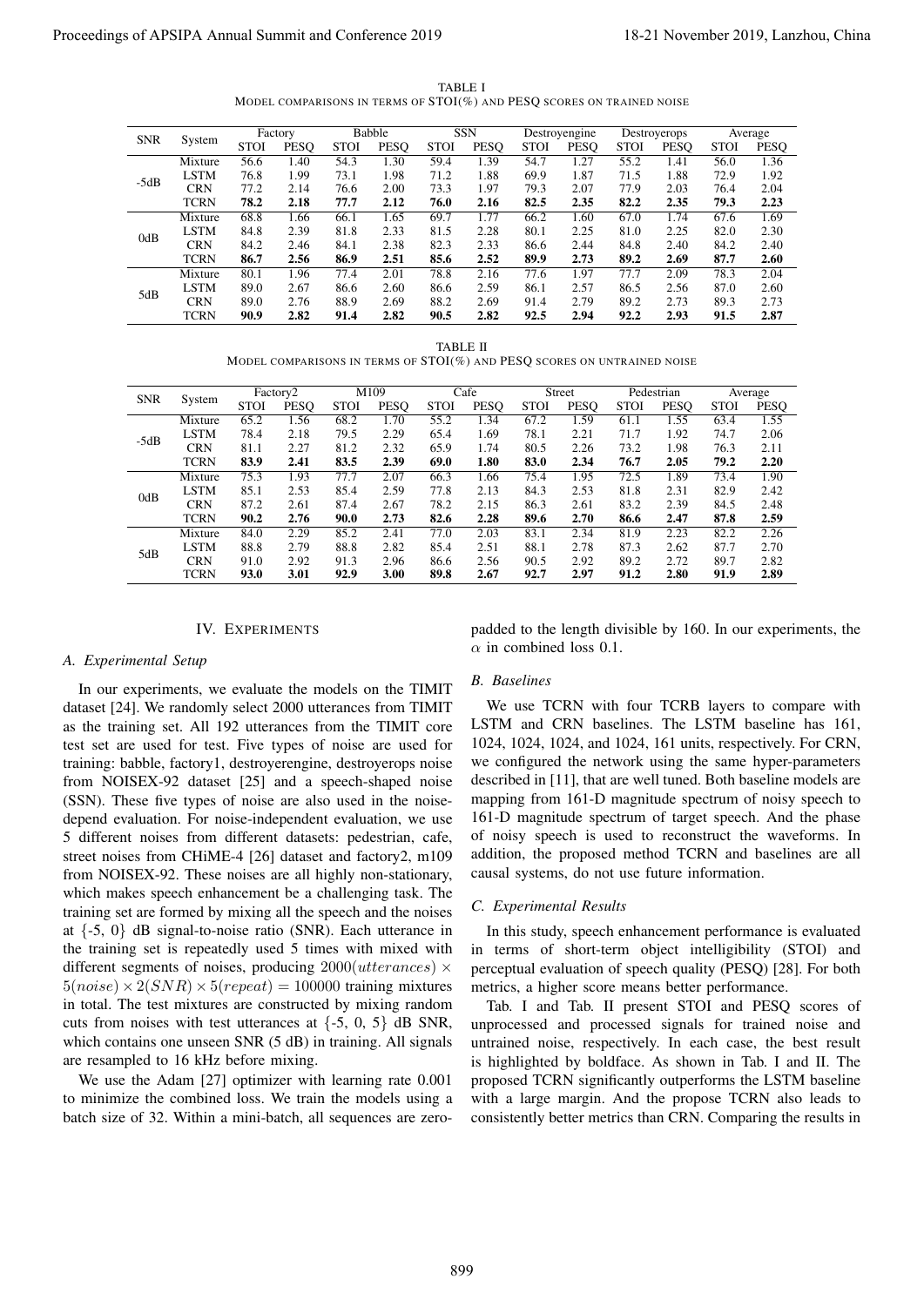TABLE I
MODEL COMPARISONS IN TERMS OF STOI(%) AND PESQ SCORES ON TRAINED NOISE

| SNR | System | Factory | | Babble | | SSN | | Destroyengine | | Destroyerops | | Average | |
|---|---|---|---|---|---|---|---|---|---|---|---|---|---|
| | | STOI | PESQ | STOI | PESQ | STOI | PESQ | STOI | PESQ | STOI | PESQ | STOI | PESQ |
| -5dB | Mixture | 56.6 | 1.40 | 54.3 | 1.30 | 59.4 | 1.39 | 54.7 | 1.27 | 55.2 | 1.41 | 56.0 | 1.36 |
| | LSTM | 76.8 | 1.99 | 73.1 | 1.98 | 71.2 | 1.88 | 69.9 | 1.87 | 71.5 | 1.88 | 72.9 | 1.92 |
| | CRN | 77.2 | 2.14 | 76.6 | 2.00 | 73.3 | 1.97 | 79.3 | 2.07 | 77.9 | 2.03 | 76.4 | 2.04 |
| | TCRN | **78.2** | **2.18** | **77.7** | **2.12** | **76.0** | **2.16** | **82.5** | **2.35** | **82.2** | **2.35** | **79.3** | **2.23** |
| 0dB | Mixture | 68.8 | 1.66 | 66.1 | 1.65 | 69.7 | 1.77 | 66.2 | 1.60 | 67.0 | 1.74 | 67.6 | 1.69 |
| | LSTM | 84.8 | 2.39 | 81.8 | 2.33 | 81.5 | 2.28 | 80.1 | 2.25 | 81.0 | 2.25 | 82.0 | 2.30 |
| | CRN | 84.2 | 2.46 | 84.1 | 2.38 | 82.3 | 2.33 | 86.6 | 2.44 | 84.8 | 2.40 | 84.2 | 2.40 |
| | TCRN | **86.7** | **2.56** | **86.9** | **2.51** | **85.6** | **2.52** | **89.9** | **2.73** | **89.2** | **2.69** | **87.7** | **2.60** |
| 5dB | Mixture | 80.1 | 1.96 | 77.4 | 2.01 | 78.8 | 2.16 | 77.6 | 1.97 | 77.7 | 2.09 | 78.3 | 2.04 |
| | LSTM | 89.0 | 2.67 | 86.6 | 2.60 | 86.6 | 2.59 | 86.1 | 2.57 | 86.5 | 2.56 | 87.0 | 2.60 |
| | CRN | 89.0 | 2.76 | 88.9 | 2.69 | 88.2 | 2.69 | 91.4 | 2.79 | 89.2 | 2.73 | 89.3 | 2.73 |
| | TCRN | **90.9** | **2.82** | **91.4** | **2.82** | **90.5** | **2.82** | **92.5** | **2.94** | **92.2** | **2.93** | **91.5** | **2.87** |

TABLE II
MODEL COMPARISONS IN TERMS OF STOI(%) AND PESQ SCORES ON UNTRAINED NOISE

| SNR | System | Factory2 | | M109 | | Cafe | | Street | | Pedestrian | | Average | |
|---|---|---|---|---|---|---|---|---|---|---|---|---|---|
| | | STOI | PESQ | STOI | PESQ | STOI | PESQ | STOI | PESQ | STOI | PESQ | STOI | PESQ |
| -5dB | Mixture | 65.2 | 1.56 | 68.2 | 1.70 | 55.2 | 1.34 | 67.2 | 1.59 | 61.1 | 1.55 | 63.4 | 1.55 |
| | LSTM | 78.4 | 2.18 | 79.5 | 2.29 | 65.4 | 1.69 | 78.1 | 2.21 | 71.7 | 1.92 | 74.7 | 2.06 |
| | CRN | 81.1 | 2.27 | 81.2 | 2.32 | 65.9 | 1.74 | 80.5 | 2.26 | 73.2 | 1.98 | 76.3 | 2.11 |
| | TCRN | **83.9** | **2.41** | **83.5** | **2.39** | **69.0** | **1.80** | **83.0** | **2.34** | **76.7** | **2.05** | **79.2** | **2.20** |
| 0dB | Mixture | 75.3 | 1.93 | 77.7 | 2.07 | 66.3 | 1.66 | 75.4 | 1.95 | 72.5 | 1.89 | 73.4 | 1.90 |
| | LSTM | 85.1 | 2.53 | 85.4 | 2.59 | 77.8 | 2.13 | 84.3 | 2.53 | 81.8 | 2.31 | 82.9 | 2.42 |
| | CRN | 87.2 | 2.61 | 87.4 | 2.67 | 78.2 | 2.15 | 86.3 | 2.61 | 83.2 | 2.39 | 84.5 | 2.48 |
| | TCRN | **90.2** | **2.76** | **90.0** | **2.73** | **82.6** | **2.28** | **89.6** | **2.70** | **86.6** | **2.47** | **87.8** | **2.59** |
| 5dB | Mixture | 84.0 | 2.29 | 85.2 | 2.41 | 77.0 | 2.03 | 83.1 | 2.34 | 81.9 | 2.23 | 82.2 | 2.26 |
| | LSTM | 88.8 | 2.79 | 88.8 | 2.82 | 85.4 | 2.51 | 88.1 | 2.78 | 87.3 | 2.62 | 87.7 | 2.70 |
| | CRN | 91.0 | 2.92 | 91.3 | 2.96 | 86.6 | 2.56 | 90.5 | 2.92 | 89.2 | 2.72 | 89.7 | 2.82 |
| | TCRN | **93.0** | **3.01** | **92.9** | **3.00** | **89.8** | **2.67** | **92.7** | **2.97** | **91.2** | **2.80** | **91.9** | **2.89** |

## IV. EXPERIMENTS

### A. Experimental Setup

In our experiments, we evaluate the models on the TIMIT dataset [24]. We randomly select 2000 utterances from TIMIT as the training set. All 192 utterances from the TIMIT core test set are used for test. Five types of noise are used for training: babble, factory1, destroyerengine, destroyerops noise from NOISEX-92 dataset [25] and a speech-shaped noise (SSN). These five types of noise are also used in the noise-depend evaluation. For noise-independent evaluation, we use 5 different noises from different datasets: pedestrian, cafe, street noises from CHiME-4 [26] dataset and factory2, m109 from NOISEX-92. These noises are all highly non-stationary, which makes speech enhancement be a challenging task. The training set are formed by mixing all the speech and the noises at {-5, 0} dB signal-to-noise ratio (SNR). Each utterance in the training set is repeatedly used 5 times with mixed with different segments of noises, producing $2000(utterances) \times 5(noise) \times 2(SNR) \times 5(repeat) = 100000$ training mixtures in total. The test mixtures are constructed by mixing random cuts from noises with test utterances at {-5, 0, 5} dB SNR, which contains one unseen SNR (5 dB) in training. All signals are resampled to 16 kHz before mixing.

We use the Adam [27] optimizer with learning rate 0.001 to minimize the combined loss. We train the models using a batch size of 32. Within a mini-batch, all sequences are zero-padded to the length divisible by 160. In our experiments, the $\alpha$ in combined loss 0.1.

### B. Baselines

We use TCRN with four TCRB layers to compare with LSTM and CRN baselines. The LSTM baseline has 161, 1024, 1024, 1024, and 1024, 161 units, respectively. For CRN, we configured the network using the same hyper-parameters described in [11], that are well tuned. Both baseline models are mapping from 161-D magnitude spectrum of noisy speech to 161-D magnitude spectrum of target speech. And the phase of noisy speech is used to reconstruct the waveforms. In addition, the proposed method TCRN and baselines are all causal systems, do not use future information.

### C. Experimental Results

In this study, speech enhancement performance is evaluated in terms of short-term object intelligibility (STOI) and perceptual evaluation of speech quality (PESQ) [28]. For both metrics, a higher score means better performance.

Tab. I and Tab. II present STOI and PESQ scores of unprocessed and processed signals for trained noise and untrained noise, respectively. In each case, the best result is highlighted by boldface. As shown in Tab. I and II. The proposed TCRN significantly outperforms the LSTM baseline with a large margin. And the propose TCRN also leads to consistently better metrics than CRN. Comparing the results in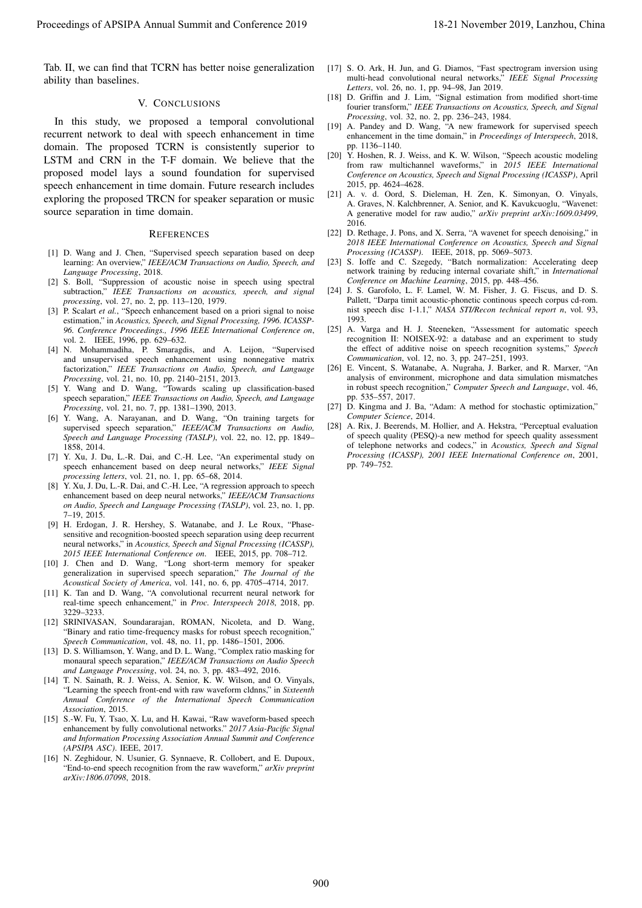Tab. II, we can find that TCRN has better noise generalization ability than baselines.

## V. Conclusions

In this study, we proposed a temporal convolutional recurrent network to deal with speech enhancement in time domain. The proposed TCRN is consistently superior to LSTM and CRN in the T-F domain. We believe that the proposed model lays a sound foundation for supervised speech enhancement in time domain. Future research includes exploring the proposed TRCN for speaker separation or music source separation in time domain.

## References

[1] D. Wang and J. Chen, "Supervised speech separation based on deep learning: An overview," *IEEE/ACM Transactions on Audio, Speech, and Language Processing*, 2018.

[2] S. Boll, "Suppression of acoustic noise in speech using spectral subtraction," *IEEE Transactions on acoustics, speech, and signal processing*, vol. 27, no. 2, pp. 113–120, 1979.

[3] P. Scalart *et al.*, "Speech enhancement based on a priori signal to noise estimation," in *Acoustics, Speech, and Signal Processing, 1996. ICASSP-96. Conference Proceedings., 1996 IEEE International Conference on*, vol. 2. IEEE, 1996, pp. 629–632.

[4] N. Mohammadiha, P. Smaragdis, and A. Leijon, "Supervised and unsupervised speech enhancement using nonnegative matrix factorization," *IEEE Transactions on Audio, Speech, and Language Processing*, vol. 21, no. 10, pp. 2140–2151, 2013.

[5] Y. Wang and D. Wang, "Towards scaling up classification-based speech separation," *IEEE Transactions on Audio, Speech, and Language Processing*, vol. 21, no. 7, pp. 1381–1390, 2013.

[6] Y. Wang, A. Narayanan, and D. Wang, "On training targets for supervised speech separation," *IEEE/ACM Transactions on Audio, Speech and Language Processing (TASLP)*, vol. 22, no. 12, pp. 1849–1858, 2014.

[7] Y. Xu, J. Du, L.-R. Dai, and C.-H. Lee, "An experimental study on speech enhancement based on deep neural networks," *IEEE Signal processing letters*, vol. 21, no. 1, pp. 65–68, 2014.

[8] Y. Xu, J. Du, L.-R. Dai, and C.-H. Lee, "A regression approach to speech enhancement based on deep neural networks," *IEEE/ACM Transactions on Audio, Speech and Language Processing (TASLP)*, vol. 23, no. 1, pp. 7–19, 2015.

[9] H. Erdogan, J. R. Hershey, S. Watanabe, and J. Le Roux, "Phase-sensitive and recognition-boosted speech separation using deep recurrent neural networks," in *Acoustics, Speech and Signal Processing (ICASSP), 2015 IEEE International Conference on*. IEEE, 2015, pp. 708–712.

[10] J. Chen and D. Wang, "Long short-term memory for speaker generalization in supervised speech separation," *The Journal of the Acoustical Society of America*, vol. 141, no. 6, pp. 4705–4714, 2017.

[11] K. Tan and D. Wang, "A convolutional recurrent neural network for real-time speech enhancement," in *Proc. Interspeech 2018*, 2018, pp. 3229–3233.

[12] SRINIVASAN, Soundararajan, ROMAN, Nicoleta, and D. Wang, "Binary and ratio time-frequency masks for robust speech recognition," *Speech Communication*, vol. 48, no. 11, pp. 1486–1501, 2006.

[13] D. S. Williamson, Y. Wang, and D. L. Wang, "Complex ratio masking for monaural speech separation," *IEEE/ACM Transactions on Audio Speech and Language Processing*, vol. 24, no. 3, pp. 483–492, 2016.

[14] T. N. Sainath, R. J. Weiss, A. Senior, K. W. Wilson, and O. Vinyals, "Learning the speech front-end with raw waveform cldnns," in *Sixteenth Annual Conference of the International Speech Communication Association*, 2015.

[15] S.-W. Fu, Y. Tsao, X. Lu, and H. Kawai, "Raw waveform-based speech enhancement by fully convolutional networks." *2017 Asia-Pacific Signal and Information Processing Association Annual Summit and Conference (APSIPA ASC)*. IEEE, 2017.

[16] N. Zeghidour, N. Usunier, G. Synnaeve, R. Collobert, and E. Dupoux, "End-to-end speech recognition from the raw waveform," *arXiv preprint arXiv:1806.07098*, 2018.

[17] S. O. Ark, H. Jun, and G. Diamos, "Fast spectrogram inversion using multi-head convolutional neural networks," *IEEE Signal Processing Letters*, vol. 26, no. 1, pp. 94–98, Jan 2019.

[18] D. Griffin and J. Lim, "Signal estimation from modified short-time fourier transform," *IEEE Transactions on Acoustics, Speech, and Signal Processing*, vol. 32, no. 2, pp. 236–243, 1984.

[19] A. Pandey and D. Wang, "A new framework for supervised speech enhancement in the time domain," in *Proceedings of Interspeech*, 2018, pp. 1136–1140.

[20] Y. Hoshen, R. J. Weiss, and K. W. Wilson, "Speech acoustic modeling from raw multichannel waveforms," in *2015 IEEE International Conference on Acoustics, Speech and Signal Processing (ICASSP)*, April 2015, pp. 4624–4628.

[21] A. v. d. Oord, S. Dieleman, H. Zen, K. Simonyan, O. Vinyals, A. Graves, N. Kalchbrenner, A. Senior, and K. Kavukcuoglu, "Wavenet: A generative model for raw audio," *arXiv preprint arXiv:1609.03499*, 2016.

[22] D. Rethage, J. Pons, and X. Serra, "A wavenet for speech denoising," in *2018 IEEE International Conference on Acoustics, Speech and Signal Processing (ICASSP)*. IEEE, 2018, pp. 5069–5073.

[23] S. Ioffe and C. Szegedy, "Batch normalization: Accelerating deep network training by reducing internal covariate shift," in *International Conference on Machine Learning*, 2015, pp. 448–456.

[24] J. S. Garofolo, L. F. Lamel, W. M. Fisher, J. G. Fiscus, and D. S. Pallett, "Darpa timit acoustic-phonetic continous speech corpus cd-rom. nist speech disc 1-1.1," *NASA STI/Recon technical report n*, vol. 93, 1993.

[25] A. Varga and H. J. Steeneken, "Assessment for automatic speech recognition II: NOISEX-92: a database and an experiment to study the effect of additive noise on speech recognition systems," *Speech Communication*, vol. 12, no. 3, pp. 247–251, 1993.

[26] E. Vincent, S. Watanabe, A. Nugraha, J. Barker, and R. Marxer, "An analysis of environment, microphone and data simulation mismatches in robust speech recognition," *Computer Speech and Language*, vol. 46, pp. 535–557, 2017.

[27] D. Kingma and J. Ba, "Adam: A method for stochastic optimization," *Computer Science*, 2014.

[28] A. Rix, J. Beerends, M. Hollier, and A. Hekstra, "Perceptual evaluation of speech quality (PESQ)-a new method for speech quality assessment of telephone networks and codecs," in *Acoustics, Speech and Signal Processing (ICASSP), 2001 IEEE International Conference on*, 2001, pp. 749–752.